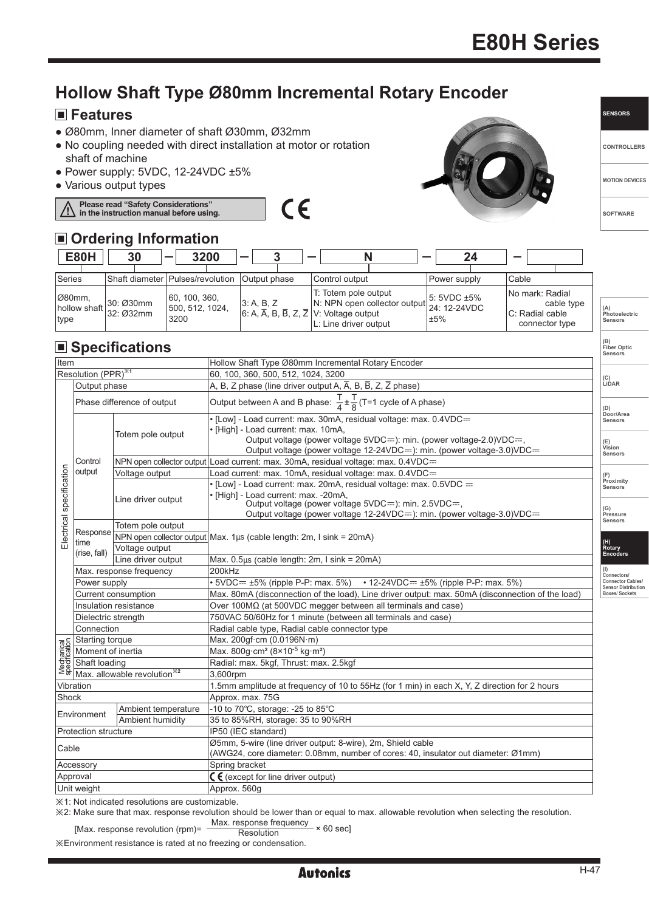# E80H Series

## Hollow Shaft Type Ø80mm Incremental Rotary Encoder

### ■ Features

- Ø80mm, Inner diameter of shaft Ø30mm, Ø32mm
- No coupling needed with direct installation at motor or rotation shaft of machine
- Power supply: 5VDC, 12-24VDC ±5%
- Various output types

⚠ Please read "Safety Considerations" in the instruction manual before using.

CE

### ■ Ordering Information

| E80H | 30 | 3200 | 3 | N | 24 | |
|---|---|---|---|---|---|---|
| Series | Shaft diameter | Pulses/revolution | Output phase | Control output | Power supply | Cable |
| Ø80mm, hollow shaft type | 30: Ø30mm<br>32: Ø32mm | 60, 100, 360, 500, 512, 1024, 3200 | 3: A, B, Z<br>6: A, $\overline{A}$, B, $\overline{B}$, Z, $\overline{Z}$ | T: Totem pole output<br>N: NPN open collector output<br>V: Voltage output<br>L: Line driver output | 5: 5VDC ±5%<br>24: 12-24VDC ±5% | No mark: Radial cable type<br>C: Radial cable connector type |

### ■ Specifications

| Item | | | Hollow Shaft Type Ø80mm Incremental Rotary Encoder |
|---|---|---|---|
| Resolution (PPR)※1 | | | 60, 100, 360, 500, 512, 1024, 3200 |
| Electrical specification | Output phase | | A, B, Z phase (line driver output A, $\overline{A}$, B, $\overline{B}$, Z, $\overline{Z}$ phase) |
| | Phase difference of output | | Output between A and B phase: $\frac{T}{4} \pm \frac{T}{8}$ (T=1 cycle of A phase) |
| | Control output | Totem pole output | • [Low] - Load current: max. 30mA, residual voltage: max. 0.4VDC⎓<br>• [High] - Load current: max. 10mA,<br>Output voltage (power voltage 5VDC⎓): min. (power voltage-2.0)VDC⎓,<br>Output voltage (power voltage 12-24VDC⎓): min. (power voltage-3.0)VDC⎓ |
| | | NPN open collector output | Load current: max. 30mA, residual voltage: max. 0.4VDC⎓ |
| | | Voltage output | Load current: max. 10mA, residual voltage: max. 0.4VDC⎓ |
| | | Line driver output | • [Low] - Load current: max. 20mA, residual voltage: max. 0.5VDC ⎓<br>• [High] - Load current: max. -20mA,<br>Output voltage (power voltage 5VDC⎓): min. 2.5VDC⎓,<br>Output voltage (power voltage 12-24VDC⎓): min. (power voltage-3.0)VDC⎓ |
| | Response time (rise, fall) | Totem pole output | Max. 1μs (cable length: 2m, I sink = 20mA) |
| | | NPN open collector output | |
| | | Voltage output | |
| | | Line driver output | Max. 0.5μs (cable length: 2m, I sink = 20mA) |
| | Max. response frequency | | 200kHz |
| | Power supply | | • 5VDC⎓ ±5% (ripple P-P: max. 5%) • 12-24VDC⎓ ±5% (ripple P-P: max. 5%) |
| | Current consumption | | Max. 80mA (disconnection of the load), Line driver output: max. 50mA (disconnection of the load) |
| | Insulation resistance | | Over 100MΩ (at 500VDC megger between all terminals and case) |
| | Dielectric strength | | 750VAC 50/60Hz for 1 minute (between all terminals and case) |
| | Connection | | Radial cable type, Radial cable connector type |
| Mechanical specification | Starting torque | | Max. 200gf·cm (0.0196N·m) |
| | Moment of inertia | | Max. 800g·cm² (8×10⁻⁵ kg·m²) |
| | Shaft loading | | Radial: max. 5kgf, Thrust: max. 2.5kgf |
| | Max. allowable revolution※2 | | 3,600rpm |
| Vibration | | | 1.5mm amplitude at frequency of 10 to 55Hz (for 1 min) in each X, Y, Z direction for 2 hours |
| Shock | | | Approx. max. 75G |
| Environment | Ambient temperature | | -10 to 70℃, storage: -25 to 85℃ |
| | Ambient humidity | | 35 to 85%RH, storage: 35 to 90%RH |
| Protection structure | | | IP50 (IEC standard) |
| Cable | | | Ø5mm, 5-wire (line driver output: 8-wire), 2m, Shield cable<br>(AWG24, core diameter: 0.08mm, number of cores: 40, insulator out diameter: Ø1mm) |
| Accessory | | | Spring bracket |
| Approval | | | CE (except for line driver output) |
| Unit weight | | | Approx. 560g |

※1: Not indicated resolutions are customizable.

※2: Make sure that max. response revolution should be lower than or equal to max. allowable revolution when selecting the resolution.

$$[\text{Max. response revolution (rpm)} = \frac{\text{Max. response frequency}}{\text{Resolution}} \times 60 \text{ sec}]$$

※Environment resistance is rated at no freezing or condensation.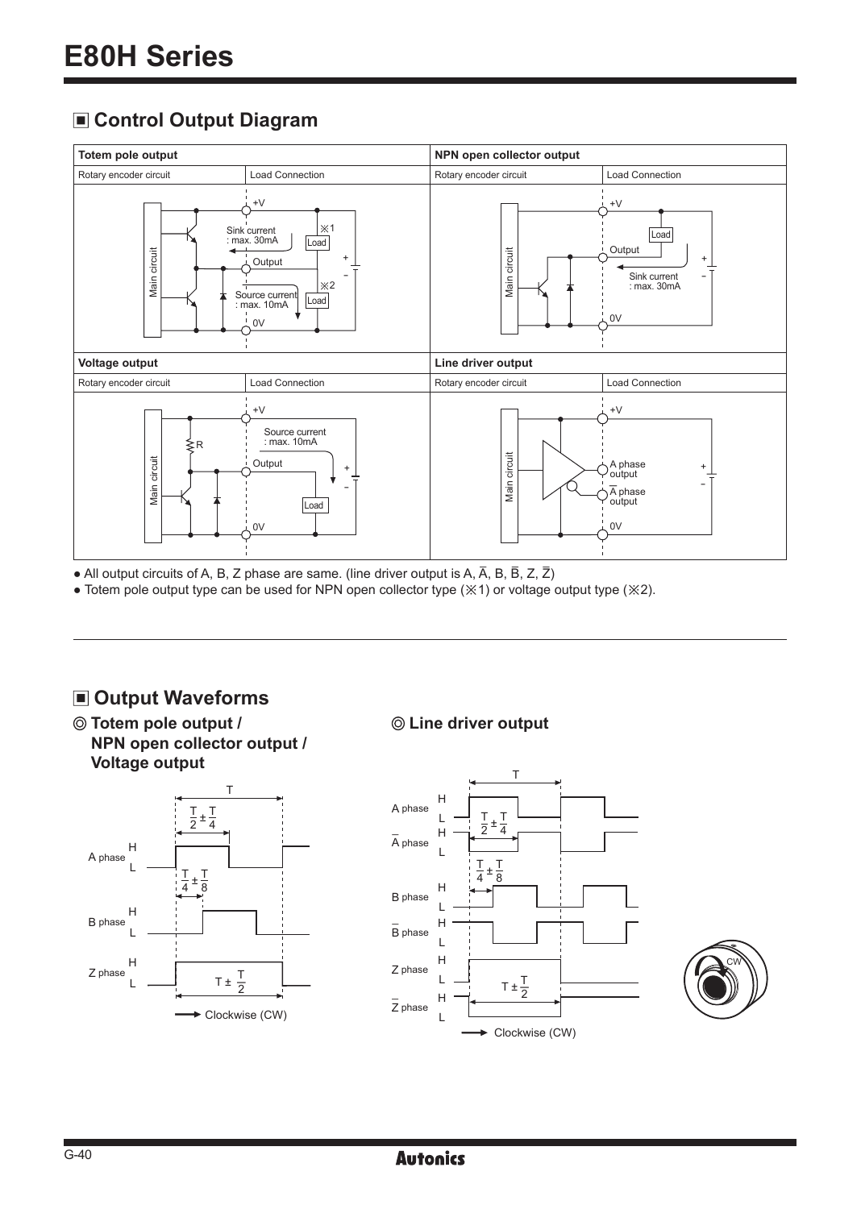# E80H Series

## ■ Control Output Diagram

| Totem pole output | | NPN open collector output | |
|---|---|---|---|
| Rotary encoder circuit | Load Connection | Rotary encoder circuit | Load Connection |

| Voltage output | | Line driver output | |
|---|---|---|---|
| Rotary encoder circuit | Load Connection | Rotary encoder circuit | Load Connection |

- All output circuits of A, B, Z phase are same. (line driver output is A, $\overline{A}$, B, $\overline{B}$, Z, $\overline{Z}$)
- Totem pole output type can be used for NPN open collector type (※1) or voltage output type (※2).

## ■ Output Waveforms

### ◎ Totem pole output / NPN open collector output / Voltage output

### ◎ Line driver output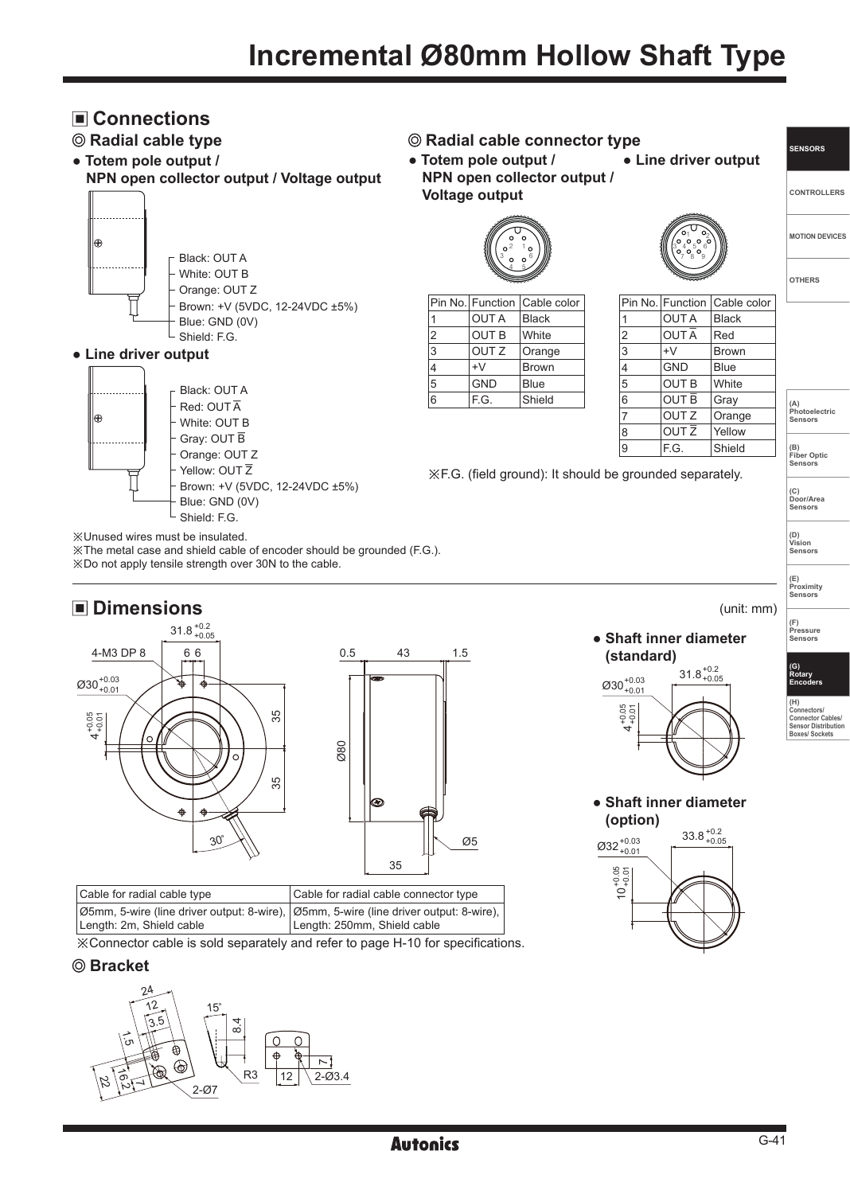# Incremental Ø80mm Hollow Shaft Type

## ■ Connections

### ◎ Radial cable type

- **Totem pole output / NPN open collector output / Voltage output**

Black: OUT A
White: OUT B
Orange: OUT Z
Brown: +V (5VDC, 12-24VDC ±5%)
Blue: GND (0V)
Shield: F.G.

- **Line driver output**

Black: OUT A
Red: OUT $\overline{A}$
White: OUT B
Gray: OUT $\overline{B}$
Orange: OUT Z
Yellow: OUT $\overline{Z}$
Brown: +V (5VDC, 12-24VDC ±5%)
Blue: GND (0V)
Shield: F.G.

※Unused wires must be insulated.
※The metal case and shield cable of encoder should be grounded (F.G.).
※Do not apply tensile strength over 30N to the cable.

### ◎ Radial cable connector type

- **Totem pole output / NPN open collector output / Voltage output**

| Pin No. | Function | Cable color |
|---|---|---|
| 1 | OUT A | Black |
| 2 | OUT B | White |
| 3 | OUT Z | Orange |
| 4 | +V | Brown |
| 5 | GND | Blue |
| 6 | F.G. | Shield |

- **Line driver output**

| Pin No. | Function | Cable color |
|---|---|---|
| 1 | OUT A | Black |
| 2 | OUT $\overline{A}$ | Red |
| 3 | +V | Brown |
| 4 | GND | Blue |
| 5 | OUT B | White |
| 6 | OUT $\overline{B}$ | Gray |
| 7 | OUT Z | Orange |
| 8 | OUT $\overline{Z}$ | Yellow |
| 9 | F.G. | Shield |

※F.G. (field ground): It should be grounded separately.

## ■ Dimensions

(unit: mm)

$31.8^{+0.2}_{+0.05}$
4-M3 DP 8
6 6
$Ø30^{+0.03}_{+0.01}$
$4^{+0.05}_{+0.01}$
35
35
30°
0.5 43 1.5
Ø80
Ø5
35

| Cable for radial cable type | Cable for radial cable connector type |
|---|---|
| Ø5mm, 5-wire (line driver output: 8-wire), Length: 2m, Shield cable | Ø5mm, 5-wire (line driver output: 8-wire), Length: 250mm, Shield cable |

※Connector cable is sold separately and refer to page H-10 for specifications.

- **Shaft inner diameter (standard)**

$31.8^{+0.2}_{+0.05}$
$Ø30^{+0.03}_{+0.01}$
$4^{+0.05}_{+0.01}$

- **Shaft inner diameter (option)**

$33.8^{+0.2}_{+0.05}$
$Ø32^{+0.03}_{+0.01}$
$10^{+0.05}_{+0.01}$

### ◎ Bracket

24
12
3.5
1.5
16.2
7
22
2-Ø7
15°
8.4
R3
12
7
2-Ø3.4